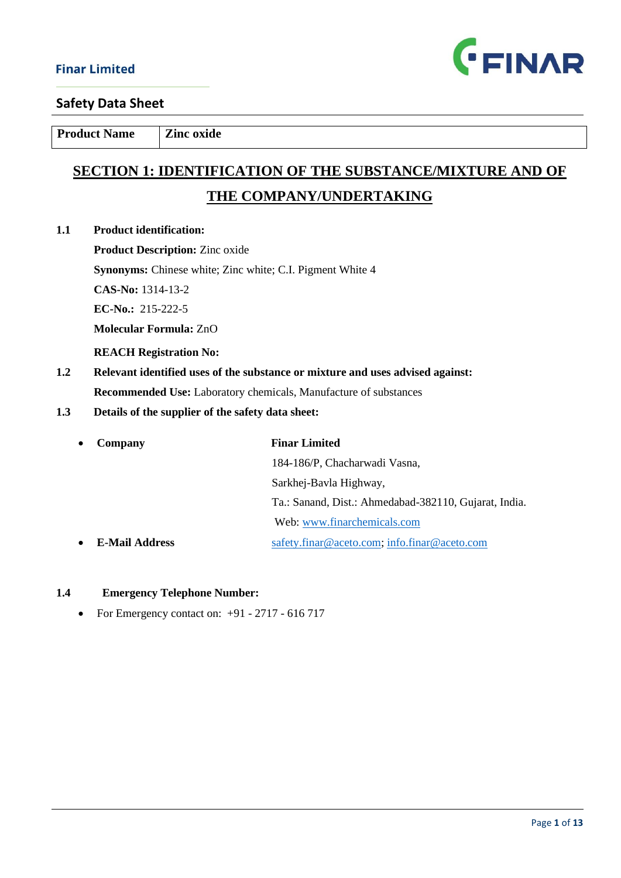Finar Limited

## Safety Data Sheet

| Product Name | Zinc oxide |
|---|---|

# SECTION 1: IDENTIFICATION OF THE SUBSTANCE/MIXTURE AND OF THE COMPANY/UNDERTAKING

**1.1 Product identification:**

**Product Description:** Zinc oxide

**Synonyms:** Chinese white; Zinc white; C.I. Pigment White 4

**CAS-No:** 1314-13-2

**EC-No.:** 215-222-5

**Molecular Formula:** ZnO

**REACH Registration No:**

**1.2 Relevant identified uses of the substance or mixture and uses advised against:**

**Recommended Use:** Laboratory chemicals, Manufacture of substances

**1.3 Details of the supplier of the safety data sheet:**

- **Company** — **Finar Limited**
  184-186/P, Chacharwadi Vasna,
  Sarkhej-Bavla Highway,
  Ta.: Sanand, Dist.: Ahmedabad-382110, Gujarat, India.
  Web: www.finarchemicals.com
- **E-Mail Address** — safety.finar@aceto.com; info.finar@aceto.com

**1.4 Emergency Telephone Number:**

- For Emergency contact on: +91 - 2717 - 616 717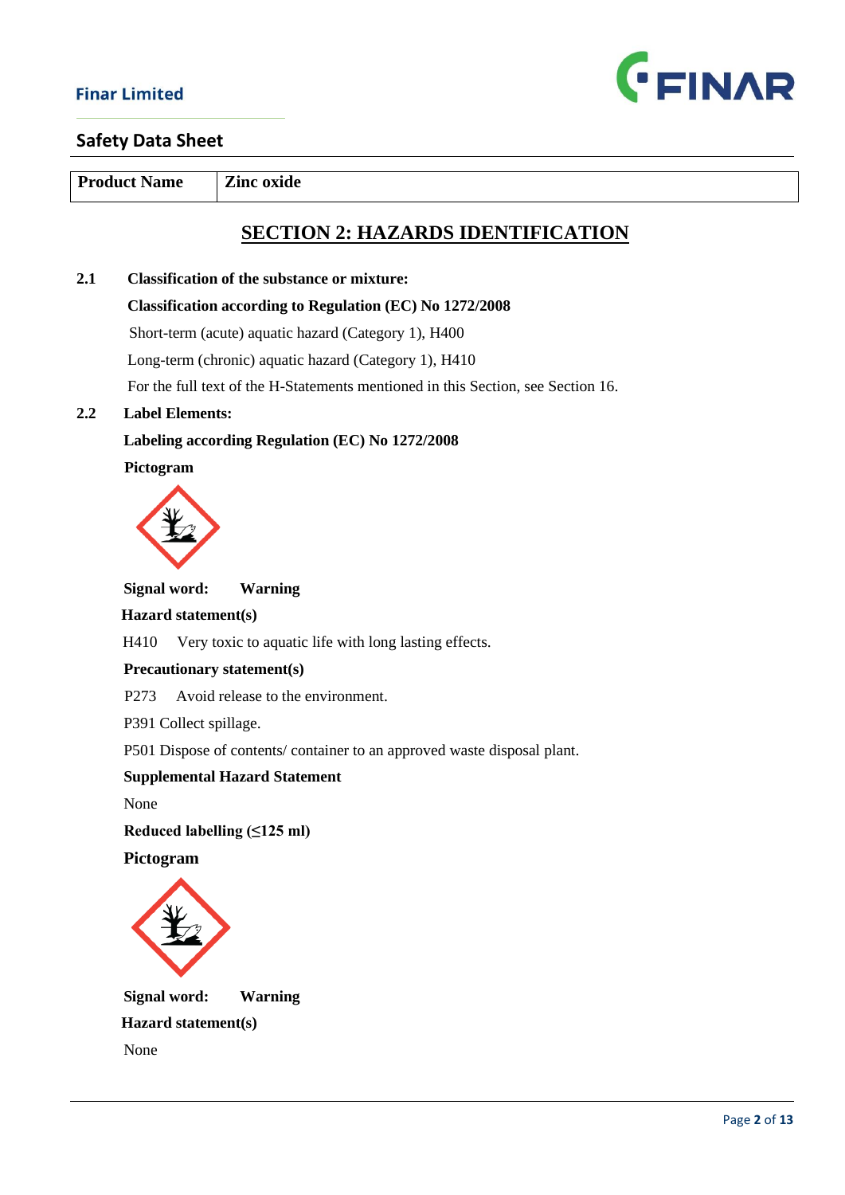| Product Name | Zinc oxide |
|---|---|

## SECTION 2: HAZARDS IDENTIFICATION

**2.1 Classification of the substance or mixture:**

**Classification according to Regulation (EC) No 1272/2008**

Short-term (acute) aquatic hazard (Category 1), H400

Long-term (chronic) aquatic hazard (Category 1), H410

For the full text of the H-Statements mentioned in this Section, see Section 16.

**2.2 Label Elements:**

**Labeling according Regulation (EC) No 1272/2008**

**Pictogram**

**Signal word:** **Warning**

**Hazard statement(s)**

H410 Very toxic to aquatic life with long lasting effects.

**Precautionary statement(s)**

P273 Avoid release to the environment.

P391 Collect spillage.

P501 Dispose of contents/ container to an approved waste disposal plant.

**Supplemental Hazard Statement**

None

**Reduced labelling (≤125 ml)**

**Pictogram**

**Signal word:** **Warning**

**Hazard statement(s)**

None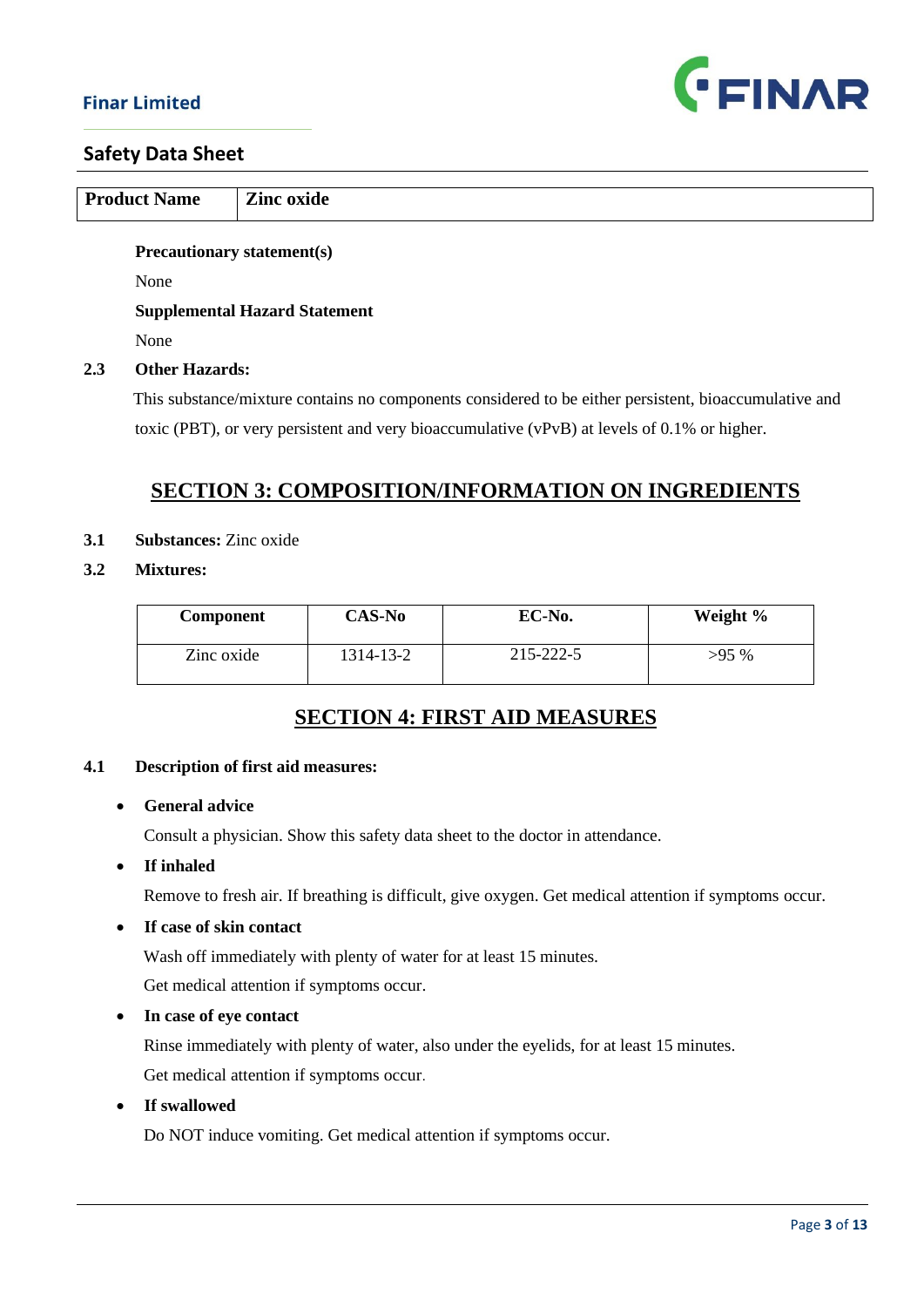| Product Name | Zinc oxide |
|---|---|

**Precautionary statement(s)**

None

**Supplemental Hazard Statement**

None

**2.3 Other Hazards:**

This substance/mixture contains no components considered to be either persistent, bioaccumulative and toxic (PBT), or very persistent and very bioaccumulative (vPvB) at levels of 0.1% or higher.

## SECTION 3: COMPOSITION/INFORMATION ON INGREDIENTS

**3.1 Substances:** Zinc oxide

**3.2 Mixtures:**

| Component | CAS-No | EC-No. | Weight % |
|---|---|---|---|
| Zinc oxide | 1314-13-2 | 215-222-5 | >95 % |

## SECTION 4: FIRST AID MEASURES

**4.1 Description of first aid measures:**

- **General advice**

  Consult a physician. Show this safety data sheet to the doctor in attendance.

- **If inhaled**

  Remove to fresh air. If breathing is difficult, give oxygen. Get medical attention if symptoms occur.

- **If case of skin contact**

  Wash off immediately with plenty of water for at least 15 minutes.

  Get medical attention if symptoms occur.

- **In case of eye contact**

  Rinse immediately with plenty of water, also under the eyelids, for at least 15 minutes.

  Get medical attention if symptoms occur.

- **If swallowed**

  Do NOT induce vomiting. Get medical attention if symptoms occur.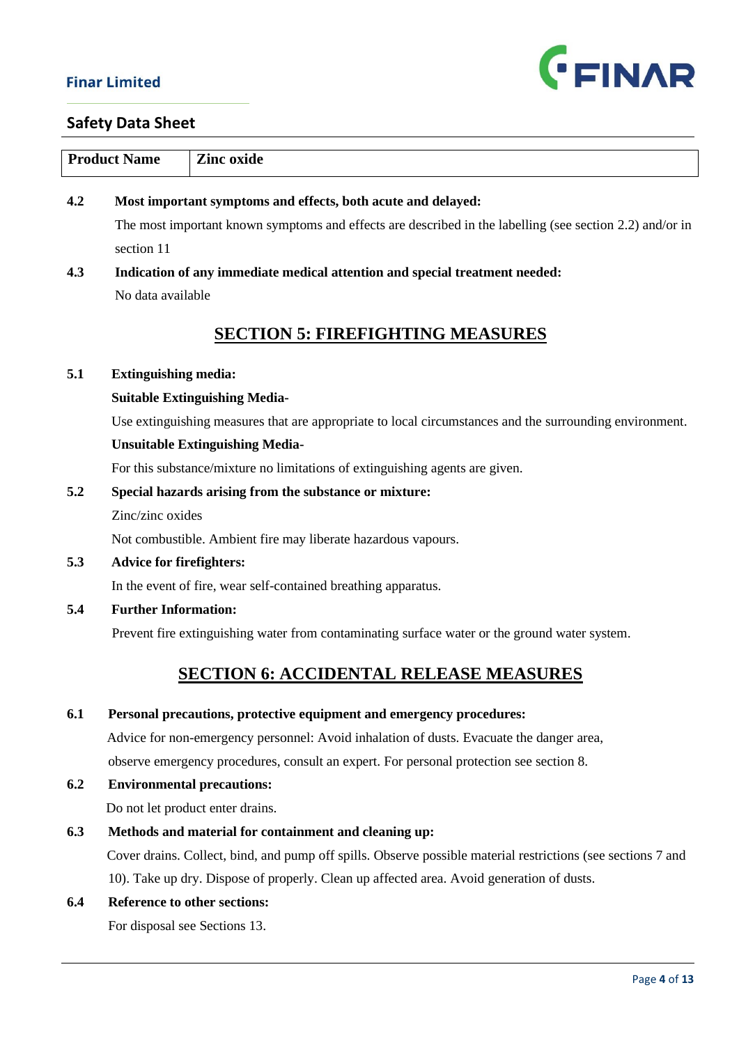| **Product Name** | **Zinc oxide** |
|---|---|

**4.2 Most important symptoms and effects, both acute and delayed:**

The most important known symptoms and effects are described in the labelling (see section 2.2) and/or in section 11

**4.3 Indication of any immediate medical attention and special treatment needed:**

No data available

## SECTION 5: FIREFIGHTING MEASURES

**5.1 Extinguishing media:**

**Suitable Extinguishing Media-**

Use extinguishing measures that are appropriate to local circumstances and the surrounding environment.

**Unsuitable Extinguishing Media-**

For this substance/mixture no limitations of extinguishing agents are given.

**5.2 Special hazards arising from the substance or mixture:**

Zinc/zinc oxides

Not combustible. Ambient fire may liberate hazardous vapours.

**5.3 Advice for firefighters:**

In the event of fire, wear self-contained breathing apparatus.

**5.4 Further Information:**

Prevent fire extinguishing water from contaminating surface water or the ground water system.

## SECTION 6: ACCIDENTAL RELEASE MEASURES

**6.1 Personal precautions, protective equipment and emergency procedures:**

Advice for non-emergency personnel: Avoid inhalation of dusts. Evacuate the danger area, observe emergency procedures, consult an expert. For personal protection see section 8.

**6.2 Environmental precautions:**

Do not let product enter drains.

**6.3 Methods and material for containment and cleaning up:**

Cover drains. Collect, bind, and pump off spills. Observe possible material restrictions (see sections 7 and 10). Take up dry. Dispose of properly. Clean up affected area. Avoid generation of dusts.

**6.4 Reference to other sections:**

For disposal see Sections 13.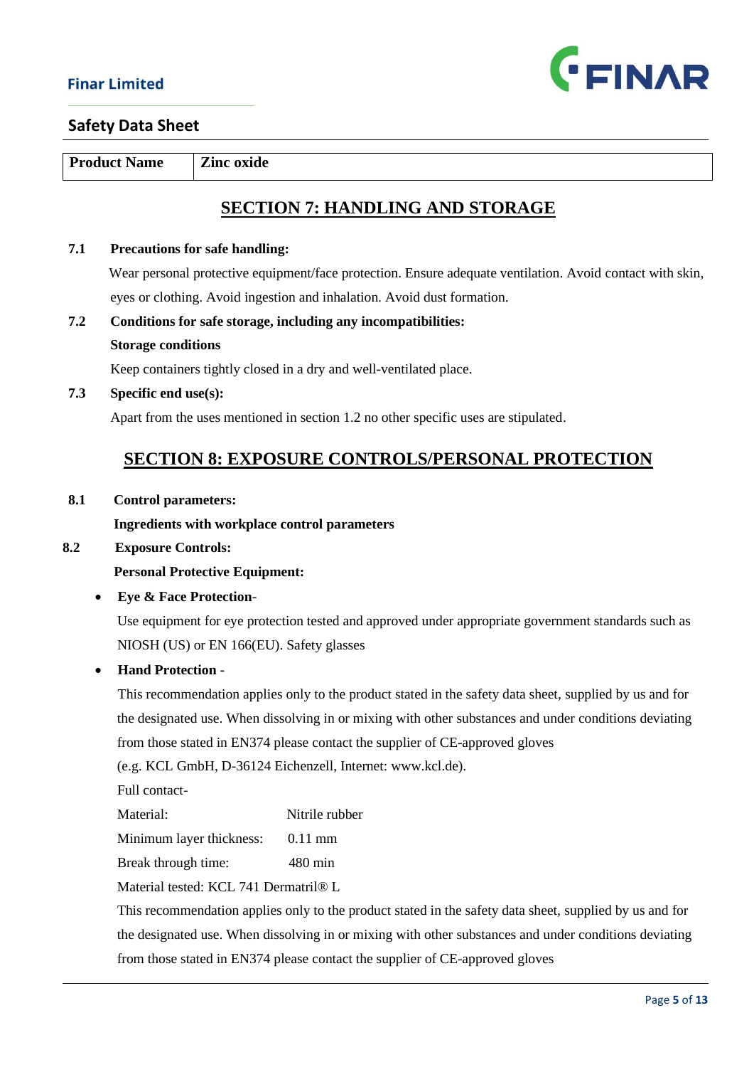| Product Name | Zinc oxide |
| --- | --- |

## SECTION 7: HANDLING AND STORAGE

**7.1 Precautions for safe handling:**

Wear personal protective equipment/face protection. Ensure adequate ventilation. Avoid contact with skin, eyes or clothing. Avoid ingestion and inhalation. Avoid dust formation.

**7.2 Conditions for safe storage, including any incompatibilities:**

**Storage conditions**

Keep containers tightly closed in a dry and well-ventilated place.

**7.3 Specific end use(s):**

Apart from the uses mentioned in section 1.2 no other specific uses are stipulated.

## SECTION 8: EXPOSURE CONTROLS/PERSONAL PROTECTION

**8.1 Control parameters:**

**Ingredients with workplace control parameters**

**8.2 Exposure Controls:**

**Personal Protective Equipment:**

- **Eye & Face Protection-**

  Use equipment for eye protection tested and approved under appropriate government standards such as NIOSH (US) or EN 166(EU). Safety glasses

- **Hand Protection -**

  This recommendation applies only to the product stated in the safety data sheet, supplied by us and for the designated use. When dissolving in or mixing with other substances and under conditions deviating from those stated in EN374 please contact the supplier of CE-approved gloves (e.g. KCL GmbH, D-36124 Eichenzell, Internet: www.kcl.de).

  Full contact-

  Material: Nitrile rubber

  Minimum layer thickness: 0.11 mm

  Break through time: 480 min

  Material tested: KCL 741 Dermatril® L

  This recommendation applies only to the product stated in the safety data sheet, supplied by us and for the designated use. When dissolving in or mixing with other substances and under conditions deviating from those stated in EN374 please contact the supplier of CE-approved gloves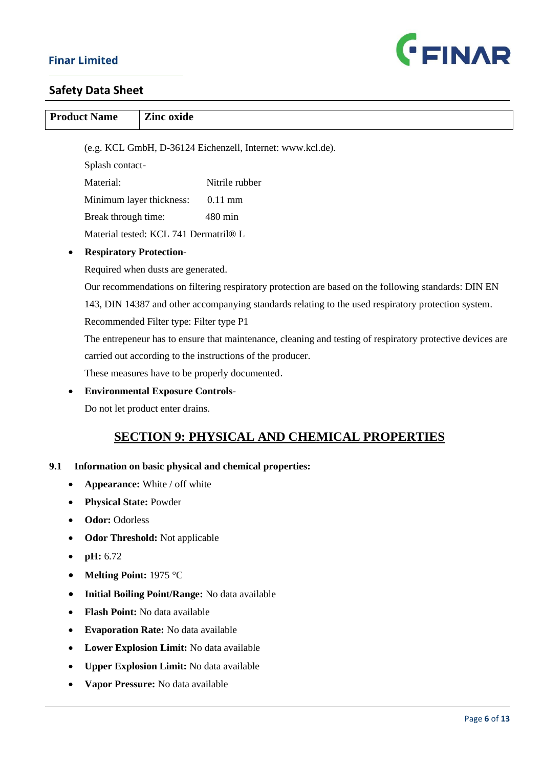| Product Name | Zinc oxide |
|---|---|

(e.g. KCL GmbH, D-36124 Eichenzell, Internet: www.kcl.de).

Splash contact-

Material: Nitrile rubber

Minimum layer thickness: 0.11 mm

Break through time: 480 min

Material tested: KCL 741 Dermatril® L

- **Respiratory Protection**-

  Required when dusts are generated.

  Our recommendations on filtering respiratory protection are based on the following standards: DIN EN 143, DIN 14387 and other accompanying standards relating to the used respiratory protection system.

  Recommended Filter type: Filter type P1

  The entrepeneur has to ensure that maintenance, cleaning and testing of respiratory protective devices are carried out according to the instructions of the producer.

  These measures have to be properly documented.

- **Environmental Exposure Controls**-

  Do not let product enter drains.

## SECTION 9: PHYSICAL AND CHEMICAL PROPERTIES

**9.1 Information on basic physical and chemical properties:**

- **Appearance:** White / off white
- **Physical State:** Powder
- **Odor:** Odorless
- **Odor Threshold:** Not applicable
- **pH:** 6.72
- **Melting Point:** 1975 °C
- **Initial Boiling Point/Range:** No data available
- **Flash Point:** No data available
- **Evaporation Rate:** No data available
- **Lower Explosion Limit:** No data available
- **Upper Explosion Limit:** No data available
- **Vapor Pressure:** No data available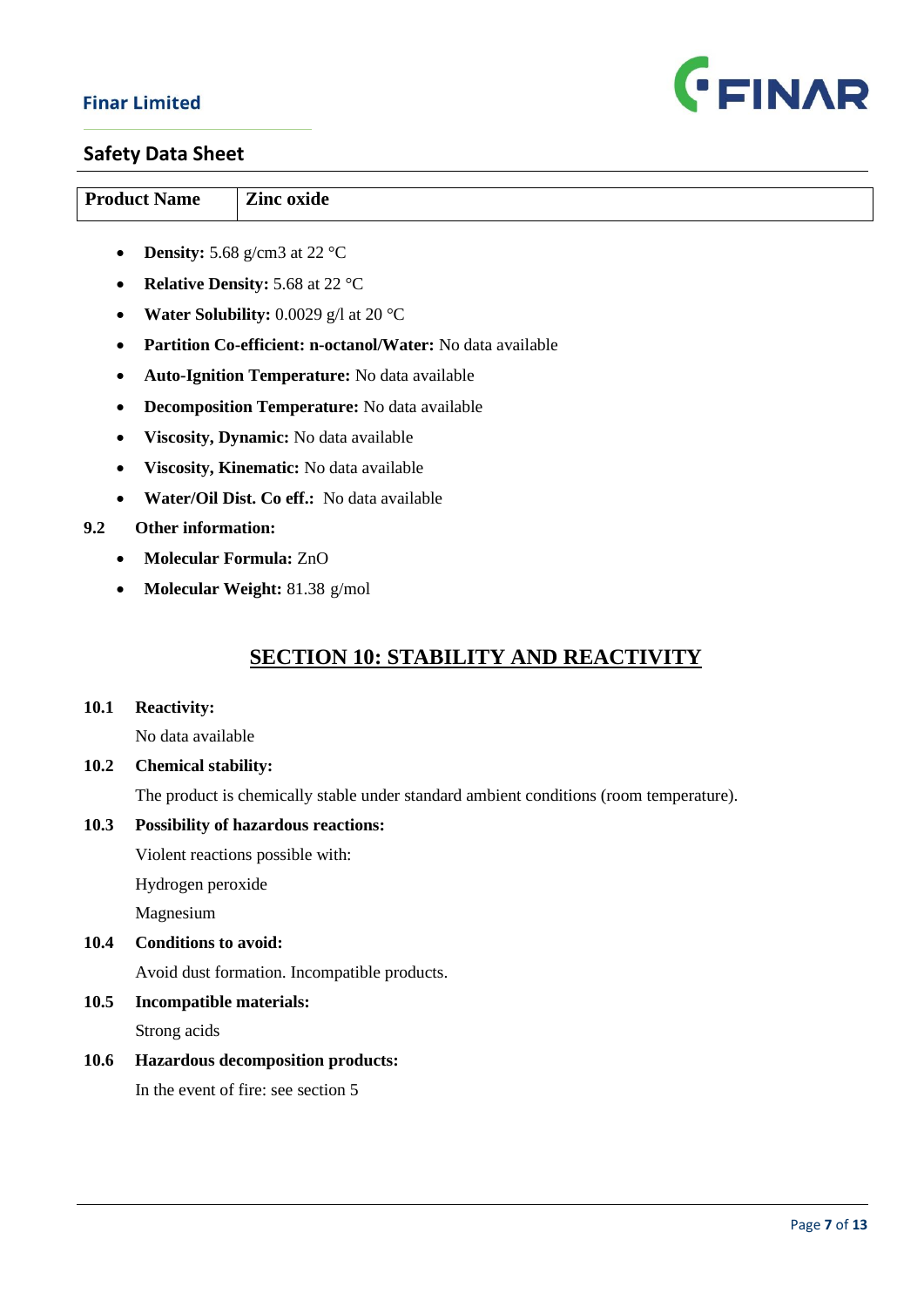| Product Name | Zinc oxide |
|---|---|

- **Density:** 5.68 g/cm3 at 22 °C
- **Relative Density:** 5.68 at 22 °C
- **Water Solubility:** 0.0029 g/l at 20 °C
- **Partition Co-efficient: n-octanol/Water:** No data available
- **Auto-Ignition Temperature:** No data available
- **Decomposition Temperature:** No data available
- **Viscosity, Dynamic:** No data available
- **Viscosity, Kinematic:** No data available
- **Water/Oil Dist. Co eff.:** No data available

**9.2 Other information:**

- **Molecular Formula:** ZnO
- **Molecular Weight:** 81.38 g/mol

## SECTION 10: STABILITY AND REACTIVITY

**10.1 Reactivity:**

No data available

**10.2 Chemical stability:**

The product is chemically stable under standard ambient conditions (room temperature).

**10.3 Possibility of hazardous reactions:**

Violent reactions possible with:

Hydrogen peroxide

Magnesium

**10.4 Conditions to avoid:**

Avoid dust formation. Incompatible products.

**10.5 Incompatible materials:**

Strong acids

**10.6 Hazardous decomposition products:**

In the event of fire: see section 5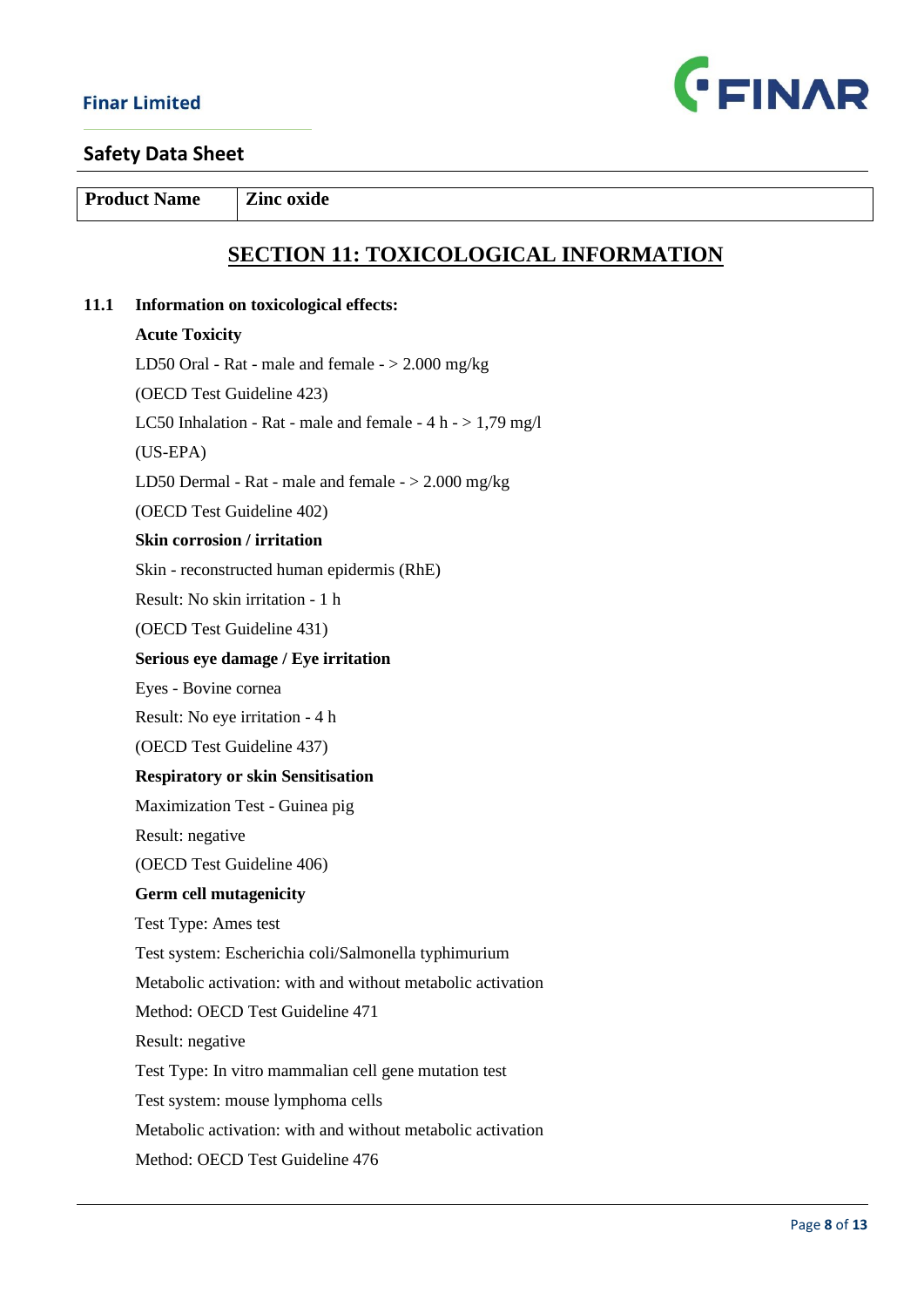| Product Name | Zinc oxide |
|---|---|

## SECTION 11: TOXICOLOGICAL INFORMATION

**11.1 Information on toxicological effects:**

**Acute Toxicity**

LD50 Oral - Rat - male and female - > 2.000 mg/kg

(OECD Test Guideline 423)

LC50 Inhalation - Rat - male and female - 4 h - > 1,79 mg/l

(US-EPA)

LD50 Dermal - Rat - male and female - > 2.000 mg/kg

(OECD Test Guideline 402)

**Skin corrosion / irritation**

Skin - reconstructed human epidermis (RhE)

Result: No skin irritation - 1 h

(OECD Test Guideline 431)

**Serious eye damage / Eye irritation**

Eyes - Bovine cornea

Result: No eye irritation - 4 h

(OECD Test Guideline 437)

**Respiratory or skin Sensitisation**

Maximization Test - Guinea pig

Result: negative

(OECD Test Guideline 406)

**Germ cell mutagenicity**

Test Type: Ames test

Test system: Escherichia coli/Salmonella typhimurium

Metabolic activation: with and without metabolic activation

Method: OECD Test Guideline 471

Result: negative

Test Type: In vitro mammalian cell gene mutation test

Test system: mouse lymphoma cells

Metabolic activation: with and without metabolic activation

Method: OECD Test Guideline 476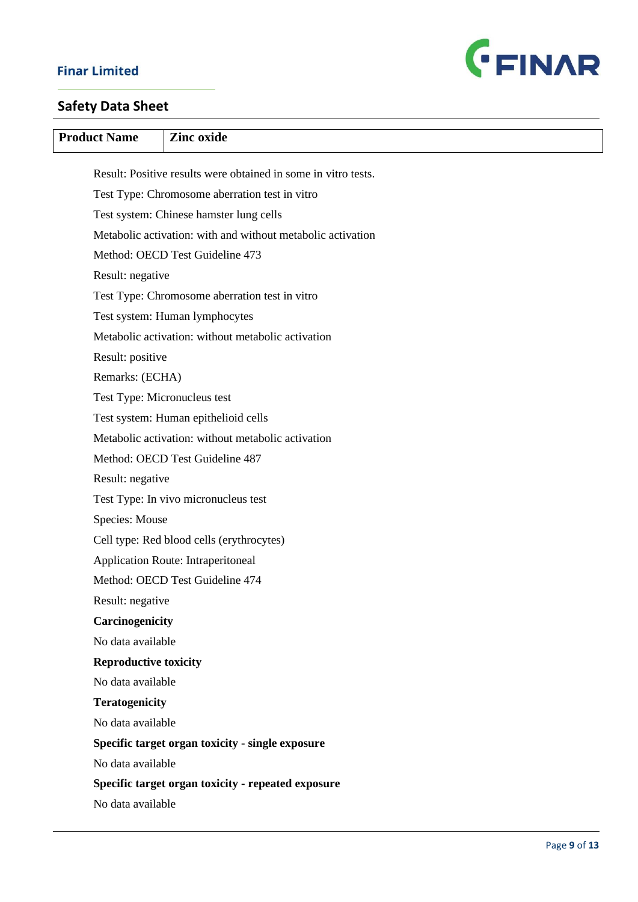| Product Name | Zinc oxide |
| --- | --- |

Result: Positive results were obtained in some in vitro tests.

Test Type: Chromosome aberration test in vitro

Test system: Chinese hamster lung cells

Metabolic activation: with and without metabolic activation

Method: OECD Test Guideline 473

Result: negative

Test Type: Chromosome aberration test in vitro

Test system: Human lymphocytes

Metabolic activation: without metabolic activation

Result: positive

Remarks: (ECHA)

Test Type: Micronucleus test

Test system: Human epithelioid cells

Metabolic activation: without metabolic activation

Method: OECD Test Guideline 487

Result: negative

Test Type: In vivo micronucleus test

Species: Mouse

Cell type: Red blood cells (erythrocytes)

Application Route: Intraperitoneal

Method: OECD Test Guideline 474

Result: negative

**Carcinogenicity**

No data available

**Reproductive toxicity**

No data available

**Teratogenicity**

No data available

**Specific target organ toxicity - single exposure**

No data available

**Specific target organ toxicity - repeated exposure**

No data available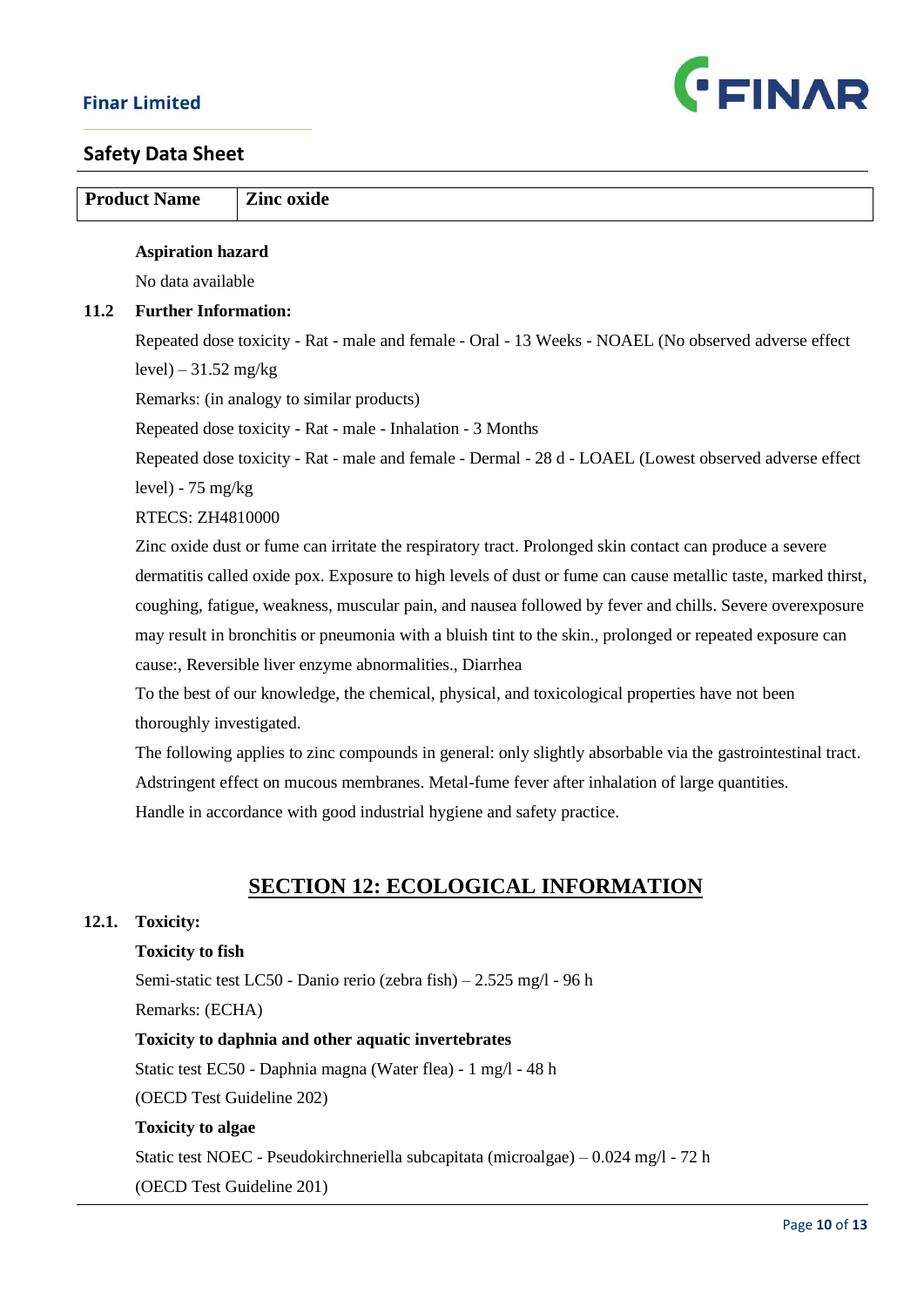| Product Name | Zinc oxide |
|---|---|

**Aspiration hazard**

No data available

**11.2 Further Information:**

Repeated dose toxicity - Rat - male and female - Oral - 13 Weeks - NOAEL (No observed adverse effect level) – 31.52 mg/kg

Remarks: (in analogy to similar products)

Repeated dose toxicity - Rat - male - Inhalation - 3 Months

Repeated dose toxicity - Rat - male and female - Dermal - 28 d - LOAEL (Lowest observed adverse effect level) - 75 mg/kg

RTECS: ZH4810000

Zinc oxide dust or fume can irritate the respiratory tract. Prolonged skin contact can produce a severe dermatitis called oxide pox. Exposure to high levels of dust or fume can cause metallic taste, marked thirst, coughing, fatigue, weakness, muscular pain, and nausea followed by fever and chills. Severe overexposure may result in bronchitis or pneumonia with a bluish tint to the skin., prolonged or repeated exposure can cause:, Reversible liver enzyme abnormalities., Diarrhea

To the best of our knowledge, the chemical, physical, and toxicological properties have not been thoroughly investigated.

The following applies to zinc compounds in general: only slightly absorbable via the gastrointestinal tract. Adstringent effect on mucous membranes. Metal-fume fever after inhalation of large quantities.

Handle in accordance with good industrial hygiene and safety practice.

## SECTION 12: ECOLOGICAL INFORMATION

**12.1. Toxicity:**

**Toxicity to fish**

Semi-static test LC50 - Danio rerio (zebra fish) – 2.525 mg/l - 96 h

Remarks: (ECHA)

**Toxicity to daphnia and other aquatic invertebrates**

Static test EC50 - Daphnia magna (Water flea) - 1 mg/l - 48 h

(OECD Test Guideline 202)

**Toxicity to algae**

Static test NOEC - Pseudokirchneriella subcapitata (microalgae) – 0.024 mg/l - 72 h

(OECD Test Guideline 201)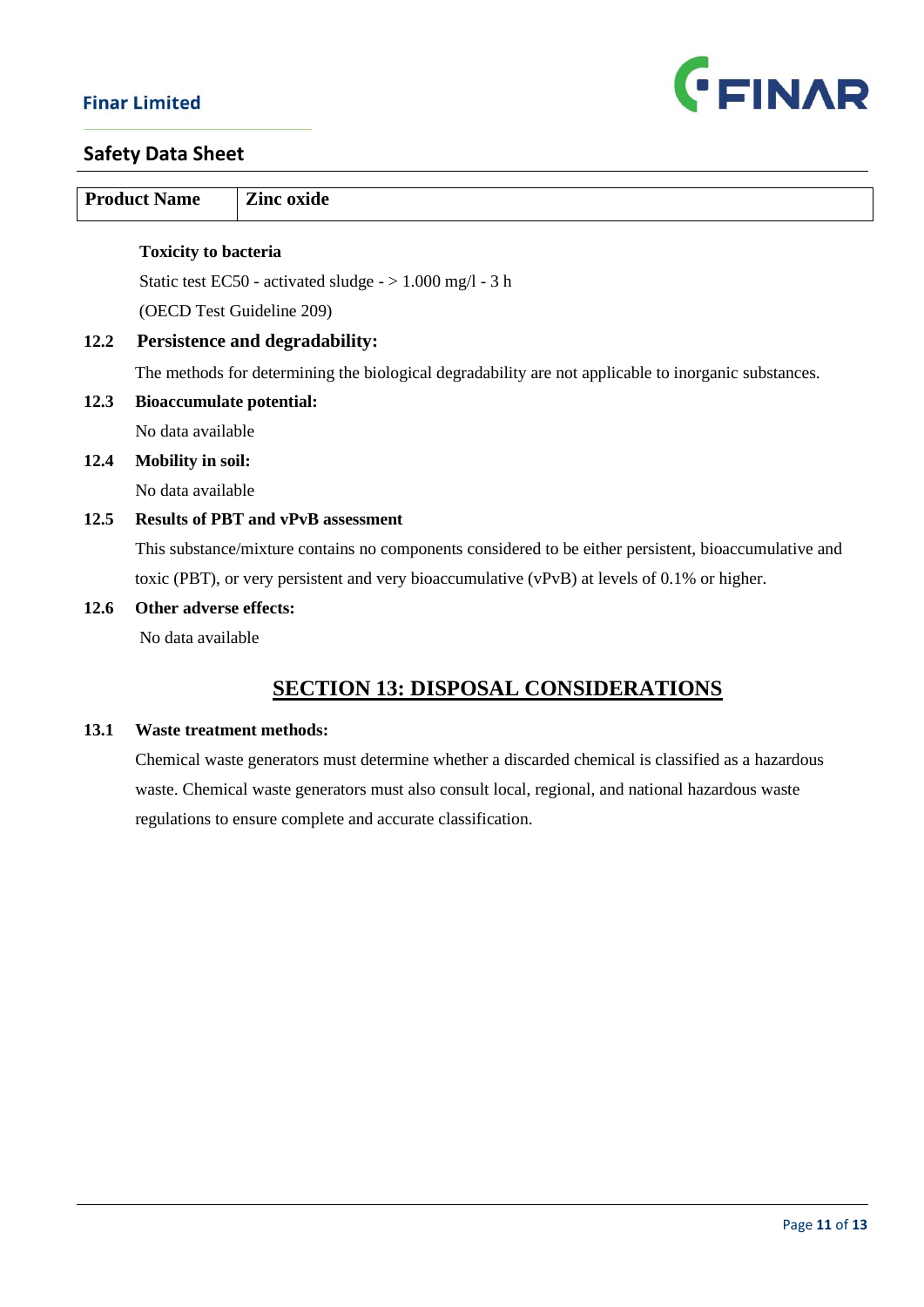| Product Name | Zinc oxide |
| --- | --- |

**Toxicity to bacteria**

Static test EC50 - activated sludge - > 1.000 mg/l - 3 h

(OECD Test Guideline 209)

**12.2 Persistence and degradability:**

The methods for determining the biological degradability are not applicable to inorganic substances.

**12.3 Bioaccumulate potential:**

No data available

**12.4 Mobility in soil:**

No data available

**12.5 Results of PBT and vPvB assessment**

This substance/mixture contains no components considered to be either persistent, bioaccumulative and toxic (PBT), or very persistent and very bioaccumulative (vPvB) at levels of 0.1% or higher.

**12.6 Other adverse effects:**

No data available

## SECTION 13: DISPOSAL CONSIDERATIONS

**13.1 Waste treatment methods:**

Chemical waste generators must determine whether a discarded chemical is classified as a hazardous waste. Chemical waste generators must also consult local, regional, and national hazardous waste regulations to ensure complete and accurate classification.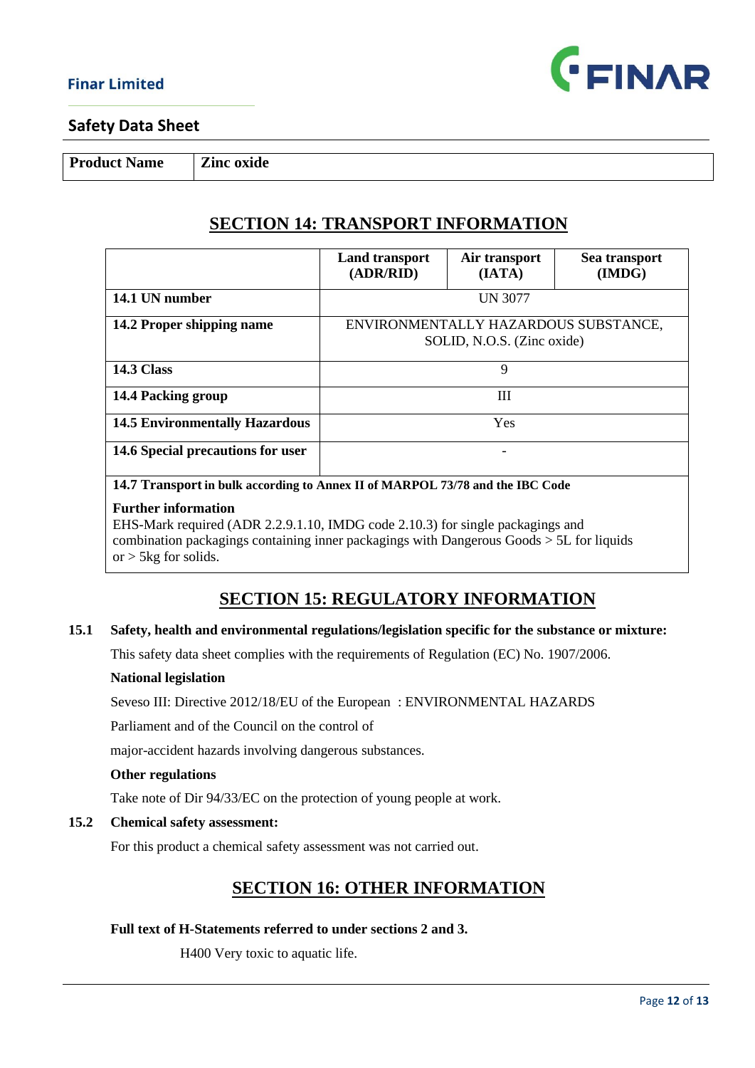| Product Name | Zinc oxide |
|---|---|

## SECTION 14: TRANSPORT INFORMATION

| | Land transport (ADR/RID) | Air transport (IATA) | Sea transport (IMDG) |
|---|---|---|---|
| **14.1 UN number** | UN 3077 | | |
| **14.2 Proper shipping name** | ENVIRONMENTALLY HAZARDOUS SUBSTANCE, SOLID, N.O.S. (Zinc oxide) | | |
| **14.3 Class** | 9 | | |
| **14.4 Packing group** | III | | |
| **14.5 Environmentally Hazardous** | Yes | | |
| **14.6 Special precautions for user** | - | | |

**14.7 Transport in bulk according to Annex II of MARPOL 73/78 and the IBC Code**

**Further information**

EHS-Mark required (ADR 2.2.9.1.10, IMDG code 2.10.3) for single packagings and combination packagings containing inner packagings with Dangerous Goods > 5L for liquids or > 5kg for solids.

## SECTION 15: REGULATORY INFORMATION

**15.1 Safety, health and environmental regulations/legislation specific for the substance or mixture:**

This safety data sheet complies with the requirements of Regulation (EC) No. 1907/2006.

**National legislation**

Seveso III: Directive 2012/18/EU of the European Parliament and of the Council on the control of major-accident hazards involving dangerous substances. : ENVIRONMENTAL HAZARDS

**Other regulations**

Take note of Dir 94/33/EC on the protection of young people at work.

**15.2 Chemical safety assessment:**

For this product a chemical safety assessment was not carried out.

## SECTION 16: OTHER INFORMATION

**Full text of H-Statements referred to under sections 2 and 3.**

H400 Very toxic to aquatic life.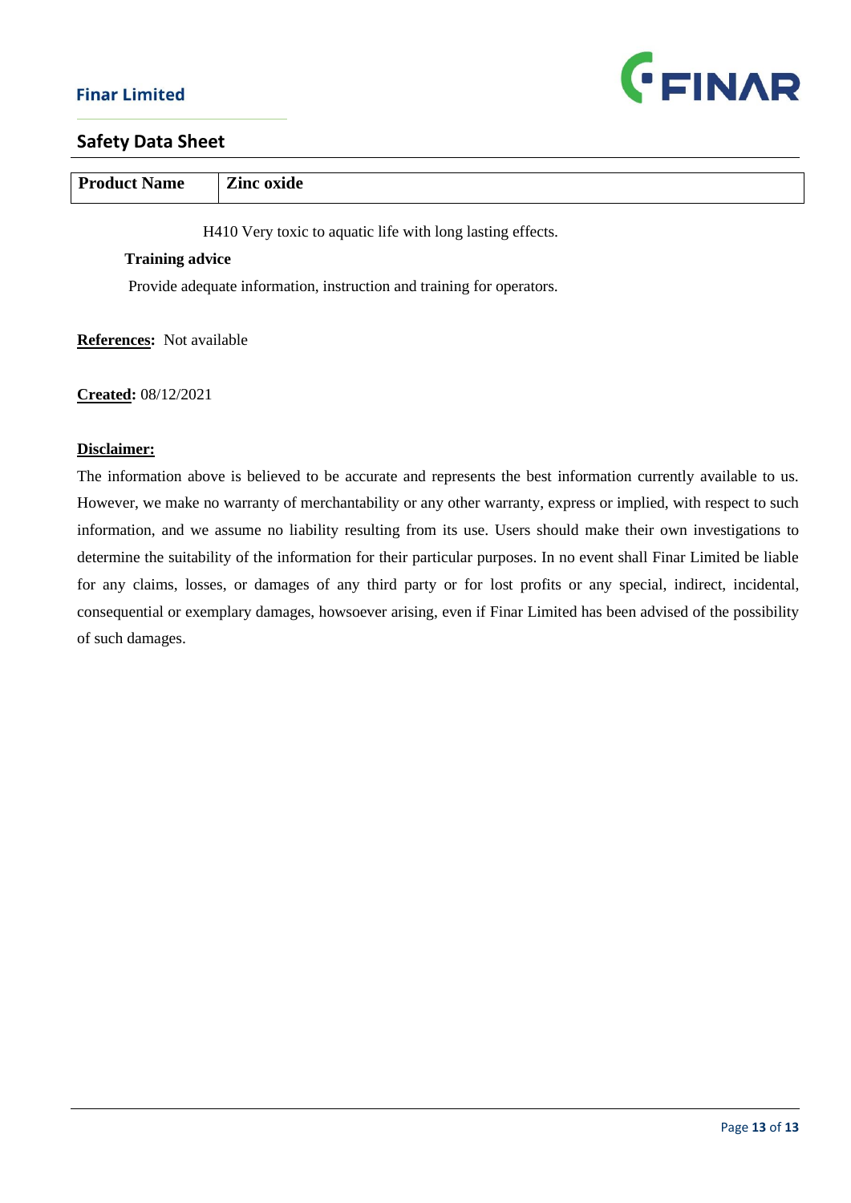| Product Name | Zinc oxide |
| --- | --- |

H410 Very toxic to aquatic life with long lasting effects.

**Training advice**

Provide adequate information, instruction and training for operators.

**References:** Not available

**Created:** 08/12/2021

**Disclaimer:**

The information above is believed to be accurate and represents the best information currently available to us. However, we make no warranty of merchantability or any other warranty, express or implied, with respect to such information, and we assume no liability resulting from its use. Users should make their own investigations to determine the suitability of the information for their particular purposes. In no event shall Finar Limited be liable for any claims, losses, or damages of any third party or for lost profits or any special, indirect, incidental, consequential or exemplary damages, howsoever arising, even if Finar Limited has been advised of the possibility of such damages.